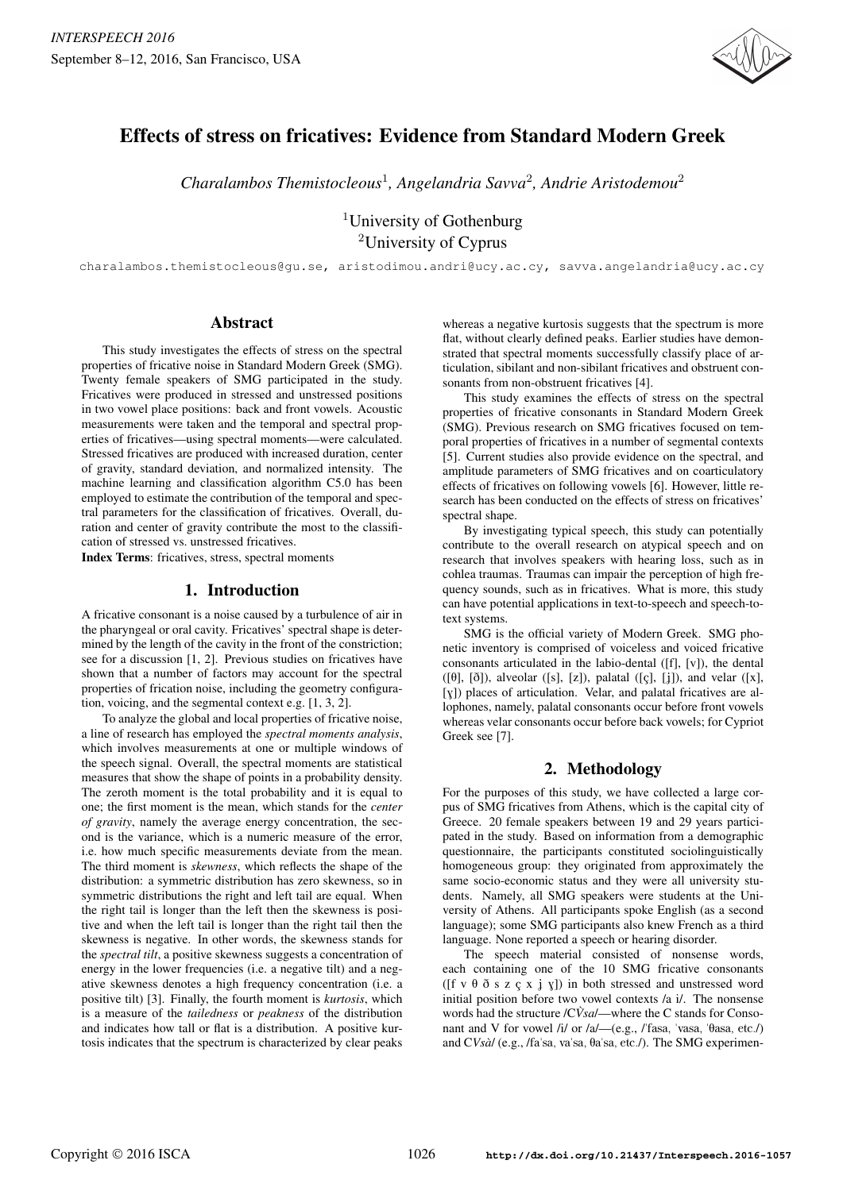# Effects of stress on fricatives: Evidence from Standard Modern Greek

*Charalambos Themistocleous*[1], *Angelandria Savva*[2], *Andrie Aristodemou*[2]

[1]University of Gothenburg
[2]University of Cyprus

charalambos.themistocleous@gu.se, aristodimou.andri@ucy.ac.cy, savva.angelandria@ucy.ac.cy

## Abstract

This study investigates the effects of stress on the spectral properties of fricative noise in Standard Modern Greek (SMG). Twenty female speakers of SMG participated in the study. Fricatives were produced in stressed and unstressed positions in two vowel place positions: back and front vowels. Acoustic measurements were taken and the temporal and spectral properties of fricatives—using spectral moments—were calculated. Stressed fricatives are produced with increased duration, center of gravity, standard deviation, and normalized intensity. The machine learning and classification algorithm C5.0 has been employed to estimate the contribution of the temporal and spectral parameters for the classification of fricatives. Overall, duration and center of gravity contribute the most to the classification of stressed vs. unstressed fricatives.

**Index Terms**: fricatives, stress, spectral moments

## 1. Introduction

A fricative consonant is a noise caused by a turbulence of air in the pharyngeal or oral cavity. Fricatives' spectral shape is determined by the length of the cavity in the front of the constriction; see for a discussion [1, 2]. Previous studies on fricatives have shown that a number of factors may account for the spectral properties of frication noise, including the geometry configuration, voicing, and the segmental context e.g. [1, 3, 2].

To analyze the global and local properties of fricative noise, a line of research has employed the *spectral moments analysis*, which involves measurements at one or multiple windows of the speech signal. Overall, the spectral moments are statistical measures that show the shape of points in a probability density. The zeroth moment is the total probability and it is equal to one; the first moment is the mean, which stands for the *center of gravity*, namely the average energy concentration, the second is the variance, which is a numeric measure of the error, i.e. how much specific measurements deviate from the mean. The third moment is *skewness*, which reflects the shape of the distribution: a symmetric distribution has zero skewness, so in symmetric distributions the right and left tail are equal. When the right tail is longer than the left then the skewness is positive and when the left tail is longer than the right tail then the skewness is negative. In other words, the skewness stands for the *spectral tilt*, a positive skewness suggests a concentration of energy in the lower frequencies (i.e. a negative tilt) and a negative skewness denotes a high frequency concentration (i.e. a positive tilt) [3]. Finally, the fourth moment is *kurtosis*, which is a measure of the *tailedness* or *peakness* of the distribution and indicates how tall or flat is a distribution. A positive kurtosis indicates that the spectrum is characterized by clear peaks whereas a negative kurtosis suggests that the spectrum is more flat, without clearly defined peaks. Earlier studies have demonstrated that spectral moments successfully classify place of articulation, sibilant and non-sibilant fricatives and obstruent consonants from non-obstruent fricatives [4].

This study examines the effects of stress on the spectral properties of fricative consonants in Standard Modern Greek (SMG). Previous research on SMG fricatives focused on temporal properties of fricatives in a number of segmental contexts [5]. Current studies also provide evidence on the spectral, and amplitude parameters of SMG fricatives and on coarticulatory effects of fricatives on following vowels [6]. However, little research has been conducted on the effects of stress on fricatives' spectral shape.

By investigating typical speech, this study can potentially contribute to the overall research on atypical speech and on research that involves speakers with hearing loss, such as in cohlea traumas. Traumas can impair the perception of high frequency sounds, such as in fricatives. What is more, this study can have potential applications in text-to-speech and speech-to-text systems.

SMG is the official variety of Modern Greek. SMG phonetic inventory is comprised of voiceless and voiced fricative consonants articulated in the labio-dental ([f], [v]), the dental ([θ], [ð]), alveolar ([s], [z]), palatal ([ç], [ʝ]), and velar ([x], [ɣ]) places of articulation. Velar, and palatal fricatives are allophones, namely, palatal consonants occur before front vowels whereas velar consonants occur before back vowels; for Cypriot Greek see [7].

## 2. Methodology

For the purposes of this study, we have collected a large corpus of SMG fricatives from Athens, which is the capital city of Greece. 20 female speakers between 19 and 29 years participated in the study. Based on information from a demographic questionnaire, the participants constituted sociolinguistically homogeneous group: they originated from approximately the same socio-economic status and they were all university students. Namely, all SMG speakers were students at the University of Athens. All participants spoke English (as a second language); some SMG participants also knew French as a third language. None reported a speech or hearing disorder.

The speech material consisted of nonsense words, each containing one of the 10 SMG fricative consonants ([f v θ ð s z ç x ʝ ɣ]) in both stressed and unstressed word initial position before two vowel contexts /a i/. The nonsense words had the structure /C*V́sa*/—where the C stands for Consonant and V for vowel /i/ or /a/—(e.g., /ˈfasa, ˈvasa, ˈθasa, etc./) and C*Vsà*/ (e.g., /faˈsa, vaˈsa, θaˈsa, etc./). The SMG experimen-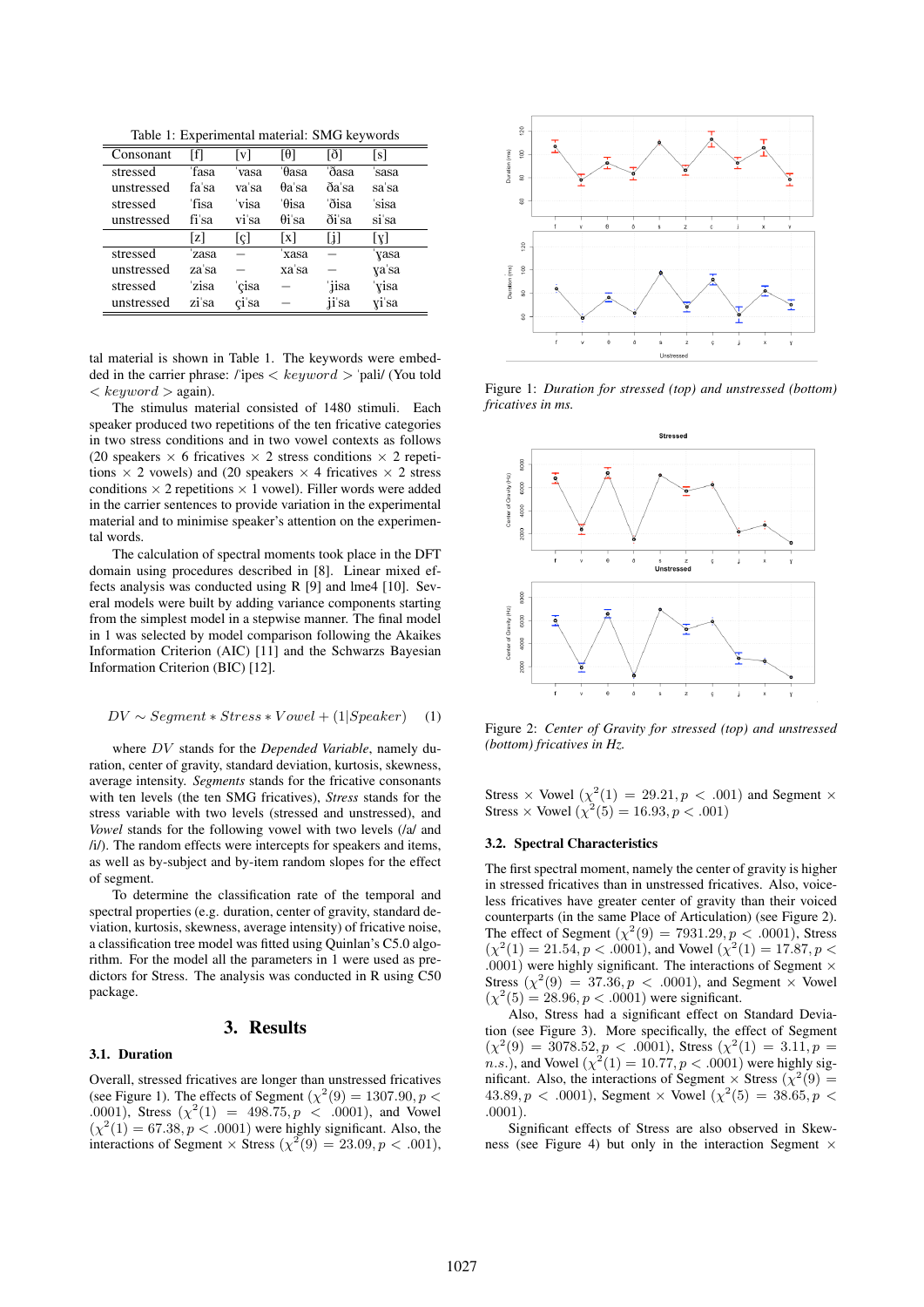Table 1: Experimental material: SMG keywords

| Consonant | [f] | [v] | [θ] | [ð] | [s] |
|---|---|---|---|---|---|
| stressed | ˈfasa | ˈvasa | ˈθasa | ˈðasa | ˈsasa |
| unstressed | faˈsa | vaˈsa | θaˈsa | ðaˈsa | saˈsa |
| stressed | ˈfisa | ˈvisa | ˈθisa | ˈðisa | ˈsisa |
| unstressed | fiˈsa | viˈsa | θiˈsa | ðiˈsa | siˈsa |
| | [z] | [ç] | [x] | [ʝ] | [ɣ] |
| stressed | ˈzasa | — | ˈxasa | — | ˈɣasa |
| unstressed | zaˈsa | — | xaˈsa | — | ɣaˈsa |
| stressed | ˈzisa | ˈçisa | — | ˈʝisa | ˈɣisa |
| unstressed | ziˈsa | çiˈsa | — | ʝiˈsa | ɣiˈsa |

tal material is shown in Table 1. The keywords were embedded in the carrier phrase: /ˈipes $< keyword >$ ˈpali/ (You told $< keyword >$ again).

The stimulus material consisted of 1480 stimuli. Each speaker produced two repetitions of the ten fricative categories in two stress conditions and in two vowel contexts as follows (20 speakers × 6 fricatives × 2 stress conditions × 2 repetitions × 2 vowels) and (20 speakers × 4 fricatives × 2 stress conditions × 2 repetitions × 1 vowel). Filler words were added in the carrier sentences to provide variation in the experimental material and to minimise speaker's attention on the experimental words.

The calculation of spectral moments took place in the DFT domain using procedures described in [8]. Linear mixed effects analysis was conducted using R [9] and lme4 [10]. Several models were built by adding variance components starting from the simplest model in a stepwise manner. The final model in 1 was selected by model comparison following the Akaikes Information Criterion (AIC) [11] and the Schwarzs Bayesian Information Criterion (BIC) [12].

$$DV \sim Segment * Stress * Vowel + (1|Speaker) \quad (1)$$

where $DV$ stands for the *Depended Variable*, namely duration, center of gravity, standard deviation, kurtosis, skewness, average intensity. *Segments* stands for the fricative consonants with ten levels (the ten SMG fricatives), *Stress* stands for the stress variable with two levels (stressed and unstressed), and *Vowel* stands for the following vowel with two levels (/a/ and /i/). The random effects were intercepts for speakers and items, as well as by-subject and by-item random slopes for the effect of segment.

To determine the classification rate of the temporal and spectral properties (e.g. duration, center of gravity, standard deviation, kurtosis, skewness, average intensity) of fricative noise, a classification tree model was fitted using Quinlan's C5.0 algorithm. For the model all the parameters in 1 were used as predictors for Stress. The analysis was conducted in R using C50 package.

## 3. Results

### 3.1. Duration

Overall, stressed fricatives are longer than unstressed fricatives (see Figure 1). The effects of Segment ($\chi^2(9) = 1307.90, p < .0001$), Stress ($\chi^2(1) = 498.75, p < .0001$), and Vowel ($\chi^2(1) = 67.38, p < .0001$) were highly significant. Also, the interactions of Segment × Stress ($\chi^2(9) = 23.09, p < .001$), Stress × Vowel ($\chi^2(1) = 29.21, p < .001$) and Segment × Stress × Vowel ($\chi^2(5) = 16.93, p < .001$)

Figure 1: *Duration for stressed (top) and unstressed (bottom) fricatives in ms.*

Figure 2: *Center of Gravity for stressed (top) and unstressed (bottom) fricatives in Hz.*

### 3.2. Spectral Characteristics

The first spectral moment, namely the center of gravity is higher in stressed fricatives than in unstressed fricatives. Also, voiceless fricatives have greater center of gravity than their voiced counterparts (in the same Place of Articulation) (see Figure 2). The effect of Segment ($\chi^2(9) = 7931.29, p < .0001$), Stress ($\chi^2(1) = 21.54, p < .0001$), and Vowel ($\chi^2(1) = 17.87, p < .0001$) were highly significant. The interactions of Segment × Stress ($\chi^2(9) = 37.36, p < .0001$), and Segment × Vowel ($\chi^2(5) = 28.96, p < .0001$) were significant.

Also, Stress had a significant effect on Standard Deviation (see Figure 3). More specifically, the effect of Segment ($\chi^2(9) = 3078.52, p < .0001$), Stress ($\chi^2(1) = 3.11, p = n.s.$), and Vowel ($\chi^2(1) = 10.77, p < .0001$) were highly significant. Also, the interactions of Segment × Stress ($\chi^2(9) = 43.89, p < .0001$), Segment × Vowel ($\chi^2(5) = 38.65, p < .0001$).

Significant effects of Stress are also observed in Skewness (see Figure 4) but only in the interaction Segment ×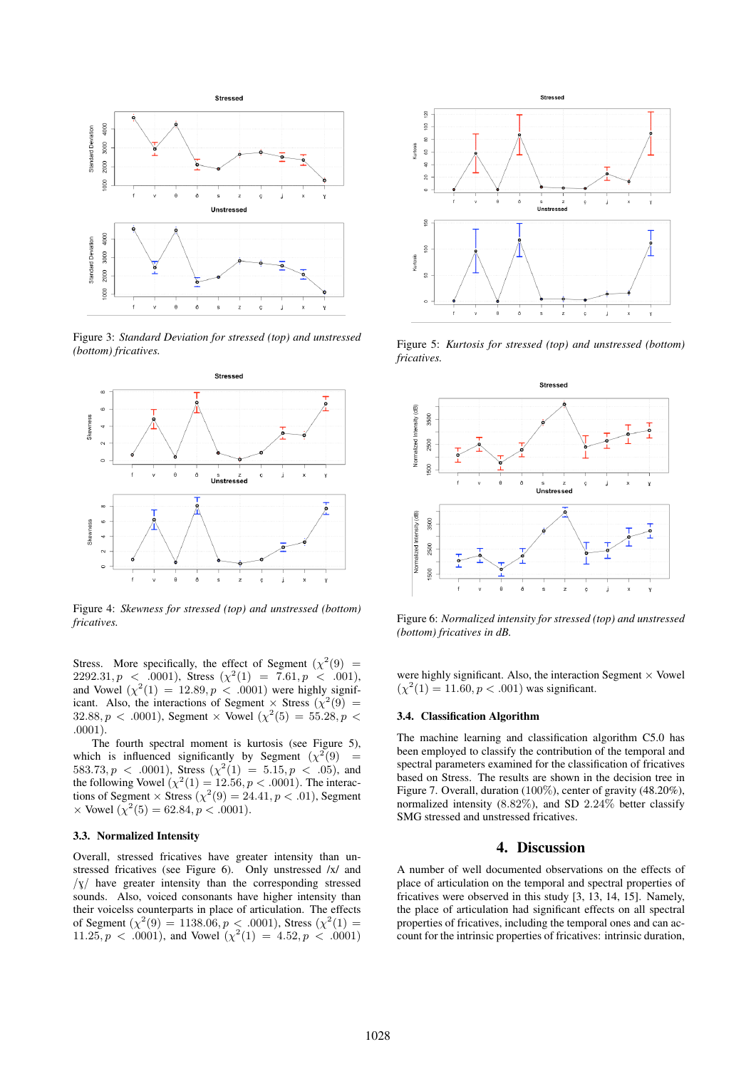Figure 3: *Standard Deviation for stressed (top) and unstressed (bottom) fricatives.*

Figure 4: *Skewness for stressed (top) and unstressed (bottom) fricatives.*

Stress. More specifically, the effect of Segment ($\chi^2(9) = 2292.31, p < .0001$), Stress ($\chi^2(1) = 7.61, p < .001$), and Vowel ($\chi^2(1) = 12.89, p < .0001$) were highly significant. Also, the interactions of Segment × Stress ($\chi^2(9) = 32.88, p < .0001$), Segment × Vowel ($\chi^2(5) = 55.28, p < .0001$).

The fourth spectral moment is kurtosis (see Figure 5), which is influenced significantly by Segment ($\chi^2(9) = 583.73, p < .0001$), Stress ($\chi^2(1) = 5.15, p < .05$), and the following Vowel ($\chi^2(1) = 12.56, p < .0001$). The interactions of Segment × Stress ($\chi^2(9) = 24.41, p < .01$), Segment × Vowel ($\chi^2(5) = 62.84, p < .0001$).

### 3.3. Normalized Intensity

Overall, stressed fricatives have greater intensity than unstressed fricatives (see Figure 6). Only unstressed /x/ and /ɣ/ have greater intensity than the corresponding stressed sounds. Also, voiced consonants have higher intensity than their voicelss counterparts in place of articulation. The effects of Segment ($\chi^2(9) = 1138.06, p < .0001$), Stress ($\chi^2(1) = 11.25, p < .0001$), and Vowel ($\chi^2(1) = 4.52, p < .0001$)

Figure 5: *Kurtosis for stressed (top) and unstressed (bottom) fricatives.*

Figure 6: *Normalized intensity for stressed (top) and unstressed (bottom) fricatives in dB.*

were highly significant. Also, the interaction Segment × Vowel ($\chi^2(1) = 11.60, p < .001$) was significant.

### 3.4. Classification Algorithm

The machine learning and classification algorithm C5.0 has been employed to classify the contribution of the temporal and spectral parameters examined for the classification of fricatives based on Stress. The results are shown in the decision tree in Figure 7. Overall, duration (100%), center of gravity (48.20%), normalized intensity (8.82%), and SD 2.24% better classify SMG stressed and unstressed fricatives.

## 4. Discussion

A number of well documented observations on the effects of place of articulation on the temporal and spectral properties of fricatives were observed in this study [3, 13, 14, 15]. Namely, the place of articulation had significant effects on all spectral properties of fricatives, including the temporal ones and can account for the intrinsic properties of fricatives: intrinsic duration,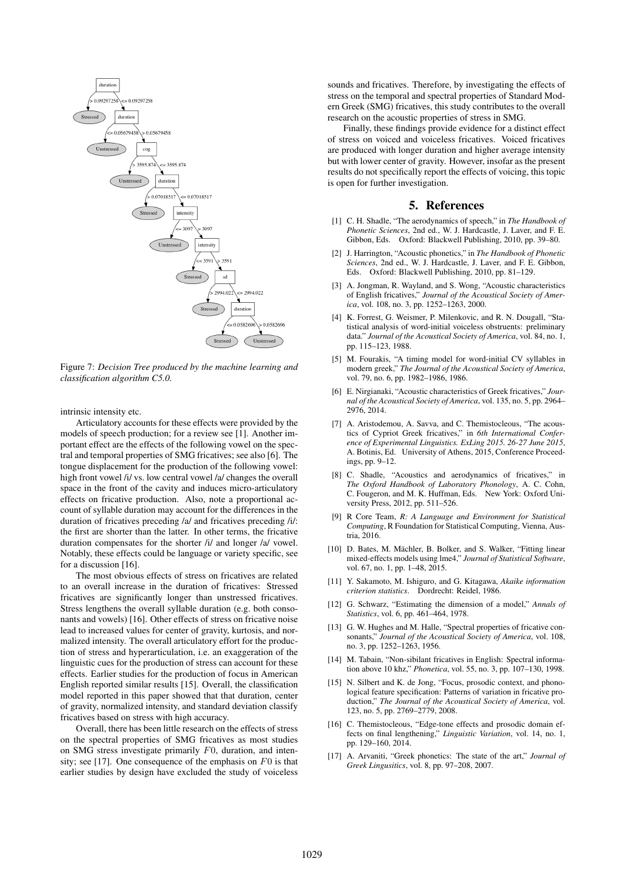duration

> 0.09297258

<= 0.09297258

Stressed

duration

<= 0.05679458

> 0.05679458

Unstressed

cog

> 3595.874

<= 3595.874

Unstressed

duration

> 0.07018517

<= 0.07018517

Stressed

intensity

<= 3097

> 3097

Unstressed

intensity

<= 3591

> 3591

Stressed

sd

> 2994.022

<= 2994.022

Stressed

duration

<= 0.0582696

> 0.0582696

Stressed

Unstressed

Figure 7: *Decision Tree produced by the machine learning and classification algorithm C5.0.*

intrinsic intensity etc.

Articulatory accounts for these effects were provided by the models of speech production; for a review see [1]. Another important effect are the effects of the following vowel on the spectral and temporal properties of SMG fricatives; see also [6]. The tongue displacement for the production of the following vowel: high front vowel /i/ vs. low central vowel /a/ changes the overall space in the front of the cavity and induces micro-articulatory effects on fricative production. Also, note a proportional account of syllable duration may account for the differences in the duration of fricatives preceding /a/ and fricatives preceding /i/: the first are shorter than the latter. In other terms, the fricative duration compensates for the shorter /i/ and longer /a/ vowel. Notably, these effects could be language or variety specific, see for a discussion [16].

The most obvious effects of stress on fricatives are related to an overall increase in the duration of fricatives: Stressed fricatives are significantly longer than unstressed fricatives. Stress lengthens the overall syllable duration (e.g. both consonants and vowels) [16]. Other effects of stress on fricative noise lead to increased values for center of gravity, kurtosis, and normalized intensity. The overall articulatory effort for the production of stress and hyperarticulation, i.e. an exaggeration of the linguistic cues for the production of stress can account for these effects. Earlier studies for the production of focus in American English reported similar results [15]. Overall, the classification model reported in this paper showed that that duration, center of gravity, normalized intensity, and standard deviation classify fricatives based on stress with high accuracy.

Overall, there has been little research on the effects of stress on the spectral properties of SMG fricatives as most studies on SMG stress investigate primarily $F0$, duration, and intensity; see [17]. One consequence of the emphasis on $F0$ is that earlier studies by design have excluded the study of voiceless sounds and fricatives. Therefore, by investigating the effects of stress on the temporal and spectral properties of Standard Modern Greek (SMG) fricatives, this study contributes to the overall research on the acoustic properties of stress in SMG.

Finally, these findings provide evidence for a distinct effect of stress on voiced and voiceless fricatives. Voiced fricatives are produced with longer duration and higher average intensity but with lower center of gravity. However, insofar as the present results do not specifically report the effects of voicing, this topic is open for further investigation.

## 5. References

[1] C. H. Shadle, "The aerodynamics of speech," in *The Handbook of Phonetic Sciences*, 2nd ed., W. J. Hardcastle, J. Laver, and F. E. Gibbon, Eds. Oxford: Blackwell Publishing, 2010, pp. 39–80.

[2] J. Harrington, "Acoustic phonetics," in *The Handbook of Phonetic Sciences*, 2nd ed., W. J. Hardcastle, J. Laver, and F. E. Gibbon, Eds. Oxford: Blackwell Publishing, 2010, pp. 81–129.

[3] A. Jongman, R. Wayland, and S. Wong, "Acoustic characteristics of English fricatives," *Journal of the Acoustical Society of America*, vol. 108, no. 3, pp. 1252–1263, 2000.

[4] K. Forrest, G. Weismer, P. Milenkovic, and R. N. Dougall, "Statistical analysis of word-initial voiceless obstruents: preliminary data." *Journal of the Acoustical Society of America*, vol. 84, no. 1, pp. 115–123, 1988.

[5] M. Fourakis, "A timing model for word-initial CV syllables in modern greek," *The Journal of the Acoustical Society of America*, vol. 79, no. 6, pp. 1982–1986, 1986.

[6] E. Nirgianaki, "Acoustic characteristics of Greek fricatives," *Journal of the Acoustical Society of America*, vol. 135, no. 5, pp. 2964–2976, 2014.

[7] A. Aristodemou, A. Savva, and C. Themistocleous, "The acoustics of Cypriot Greek fricatives," in *6th International Conference of Experimental Linguistics. ExLing 2015. 26-27 June 2015*, A. Botinis, Ed. University of Athens, 2015, Conference Proceedings, pp. 9–12.

[8] C. Shadle, "Acoustics and aerodynamics of fricatives," in *The Oxford Handbook of Laboratory Phonology*, A. C. Cohn, C. Fougeron, and M. K. Huffman, Eds. New York: Oxford University Press, 2012, pp. 511–526.

[9] R Core Team, *R: A Language and Environment for Statistical Computing*, R Foundation for Statistical Computing, Vienna, Austria, 2016.

[10] D. Bates, M. Mächler, B. Bolker, and S. Walker, "Fitting linear mixed-effects models using lme4," *Journal of Statistical Software*, vol. 67, no. 1, pp. 1–48, 2015.

[11] Y. Sakamoto, M. Ishiguro, and G. Kitagawa, *Akaike information criterion statistics*. Dordrecht: Reidel, 1986.

[12] G. Schwarz, "Estimating the dimension of a model," *Annals of Statistics*, vol. 6, pp. 461–464, 1978.

[13] G. W. Hughes and M. Halle, "Spectral properties of fricative consonants," *Journal of the Acoustical Society of America*, vol. 108, no. 3, pp. 1252–1263, 1956.

[14] M. Tabain, "Non-sibilant fricatives in English: Spectral information above 10 khz," *Phonetica*, vol. 55, no. 3, pp. 107–130, 1998.

[15] N. Silbert and K. de Jong, "Focus, prosodic context, and phonological feature specification: Patterns of variation in fricative production," *The Journal of the Acoustical Society of America*, vol. 123, no. 5, pp. 2769–2779, 2008.

[16] C. Themistocleous, "Edge-tone effects and prosodic domain effects on final lengthening," *Linguistic Variation*, vol. 14, no. 1, pp. 129–160, 2014.

[17] A. Arvaniti, "Greek phonetics: The state of the art," *Journal of Greek Lingusitics*, vol. 8, pp. 97–208, 2007.